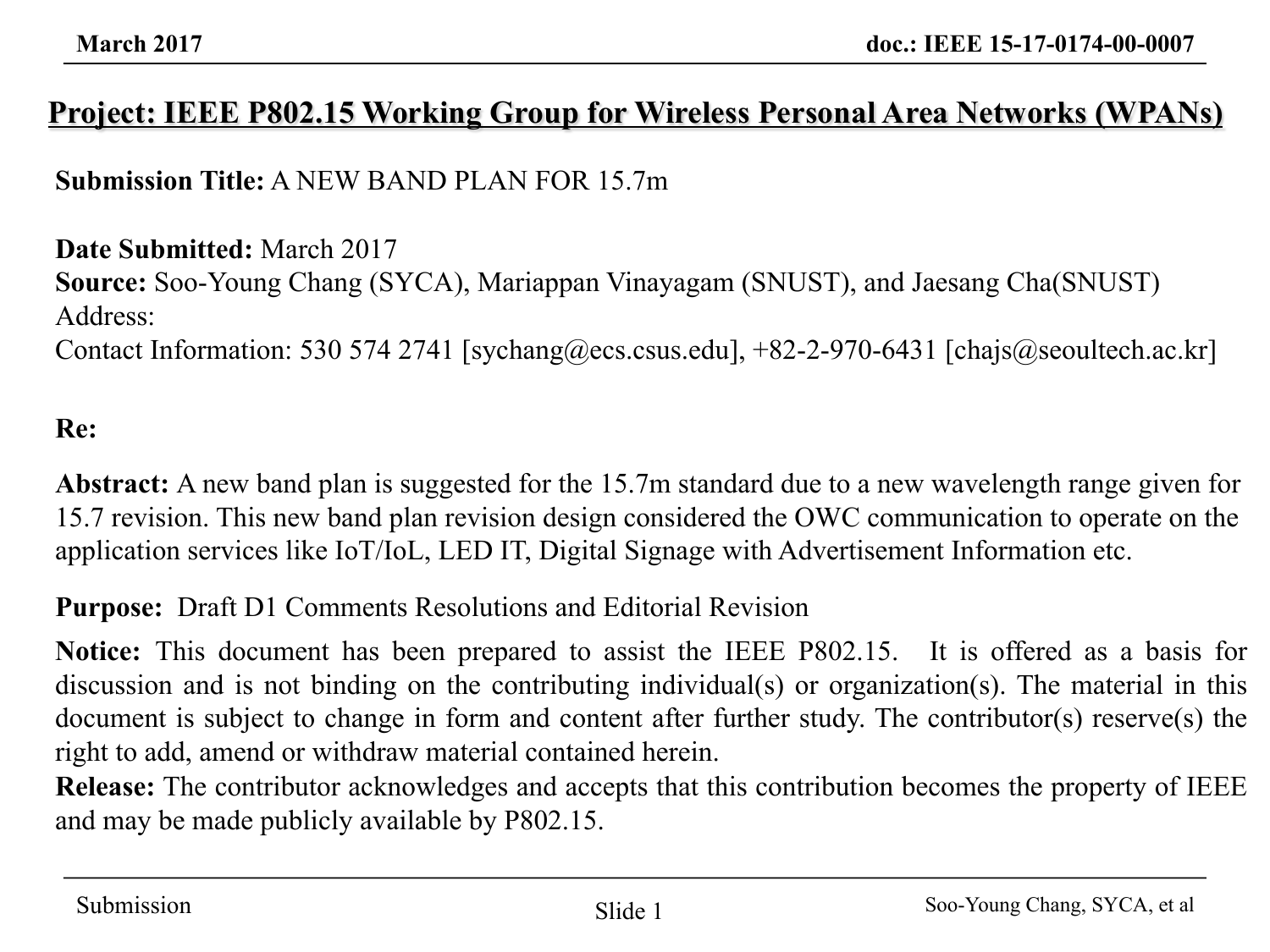# Project: IEEE P802.15 Working Group for Wireless Personal Area Networks (WPANs)

**Submission Title:** A NEW BAND PLAN FOR 15.7m

**Date Submitted:** March 2017
**Source:** Soo-Young Chang (SYCA), Mariappan Vinayagam (SNUST), and Jaesang Cha(SNUST)
Address:
Contact Information: 530 574 2741 [sychang@ecs.csus.edu], +82-2-970-6431 [chajs@seoultech.ac.kr]

**Re:**

**Abstract:** A new band plan is suggested for the 15.7m standard due to a new wavelength range given for 15.7 revision. This new band plan revision design considered the OWC communication to operate on the application services like IoT/IoL, LED IT, Digital Signage with Advertisement Information etc.

**Purpose:** Draft D1 Comments Resolutions and Editorial Revision

**Notice:** This document has been prepared to assist the IEEE P802.15. It is offered as a basis for discussion and is not binding on the contributing individual(s) or organization(s). The material in this document is subject to change in form and content after further study. The contributor(s) reserve(s) the right to add, amend or withdraw material contained herein.
**Release:** The contributor acknowledges and accepts that this contribution becomes the property of IEEE and may be made publicly available by P802.15.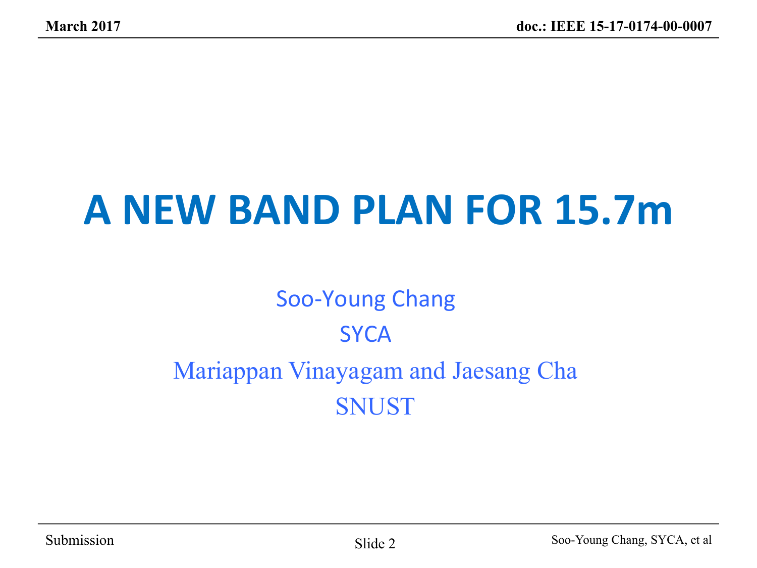# A NEW BAND PLAN FOR 15.7m

Soo-Young Chang

SYCA

Mariappan Vinayagam and Jaesang Cha

SNUST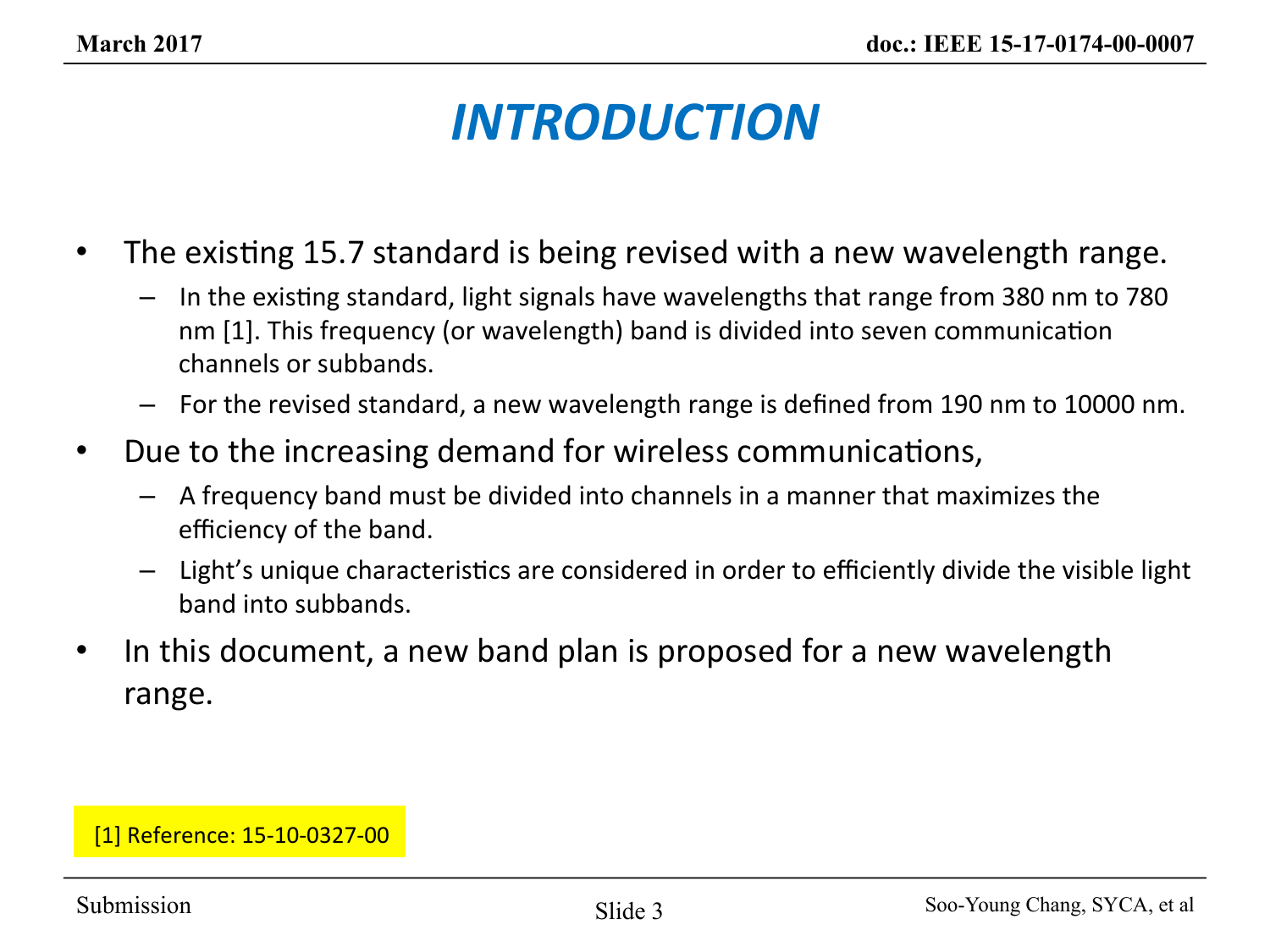# INTRODUCTION

- The existing 15.7 standard is being revised with a new wavelength range.
  - In the existing standard, light signals have wavelengths that range from 380 nm to 780 nm [1]. This frequency (or wavelength) band is divided into seven communication channels or subbands.
  - For the revised standard, a new wavelength range is defined from 190 nm to 10000 nm.
- Due to the increasing demand for wireless communications,
  - A frequency band must be divided into channels in a manner that maximizes the efficiency of the band.
  - Light's unique characteristics are considered in order to efficiently divide the visible light band into subbands.
- In this document, a new band plan is proposed for a new wavelength range.

[1] Reference: 15-10-0327-00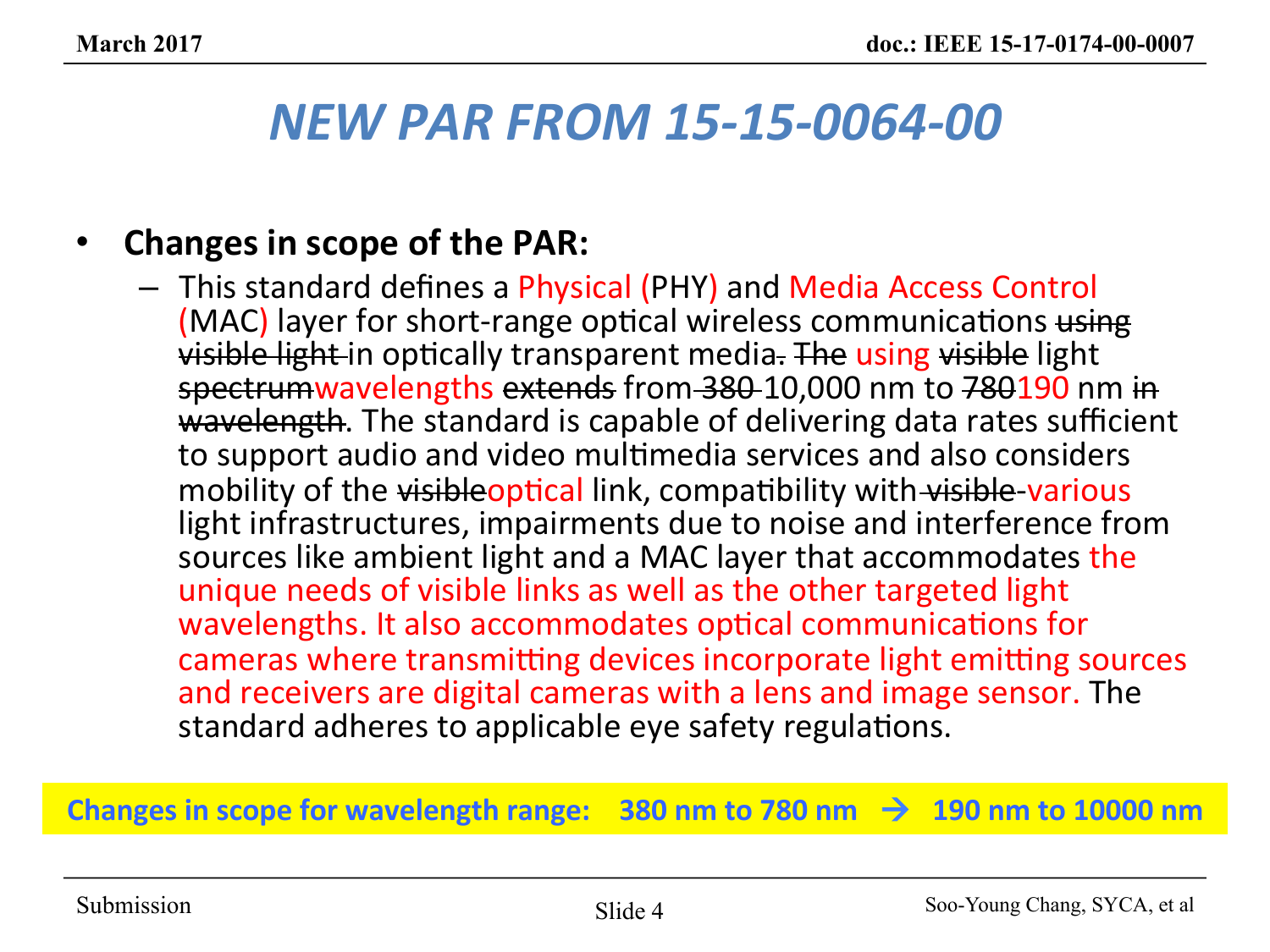# NEW PAR FROM 15-15-0064-00

- **Changes in scope of the PAR:**
  - This standard defines a Physical (PHY) and Media Access Control (MAC) layer for short-range optical wireless communications ~~using visible light~~ in optically transparent media~~.~~ ~~The~~ using ~~visible~~ light ~~spectrum~~wavelengths ~~extends~~ from ~~380~~ 10,000 nm to ~~780~~190 nm ~~in wavelength~~. The standard is capable of delivering data rates sufficient to support audio and video multimedia services and also considers mobility of the ~~visible~~optical link, compatibility with ~~visible~~ various light infrastructures, impairments due to noise and interference from sources like ambient light and a MAC layer that accommodates the unique needs of visible links as well as the other targeted light wavelengths. It also accommodates optical communications for cameras where transmitting devices incorporate light emitting sources and receivers are digital cameras with a lens and image sensor. The standard adheres to applicable eye safety regulations.

**Changes in scope for wavelength range: 380 nm to 780 nm → 190 nm to 10000 nm**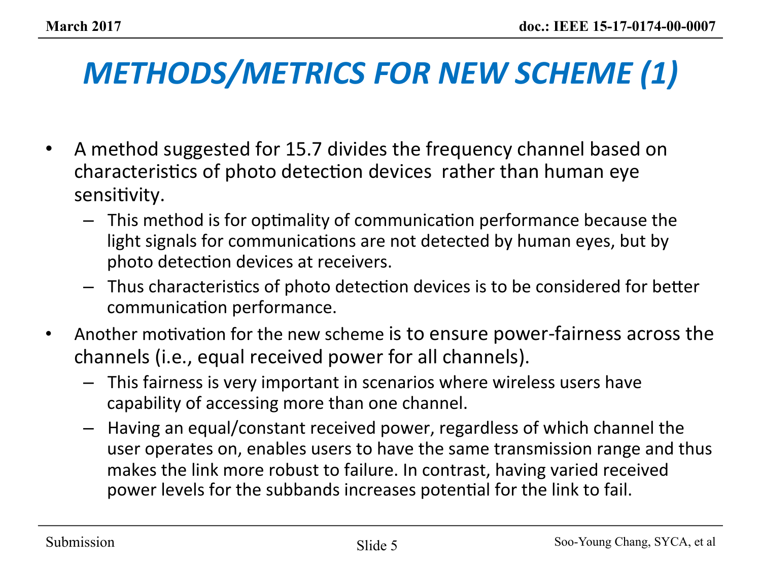# METHODS/METRICS FOR NEW SCHEME (1)

- A method suggested for 15.7 divides the frequency channel based on characteristics of photo detection devices rather than human eye sensitivity.
  - This method is for optimality of communication performance because the light signals for communications are not detected by human eyes, but by photo detection devices at receivers.
  - Thus characteristics of photo detection devices is to be considered for better communication performance.
- Another motivation for the new scheme is to ensure power-fairness across the channels (i.e., equal received power for all channels).
  - This fairness is very important in scenarios where wireless users have capability of accessing more than one channel.
  - Having an equal/constant received power, regardless of which channel the user operates on, enables users to have the same transmission range and thus makes the link more robust to failure. In contrast, having varied received power levels for the subbands increases potential for the link to fail.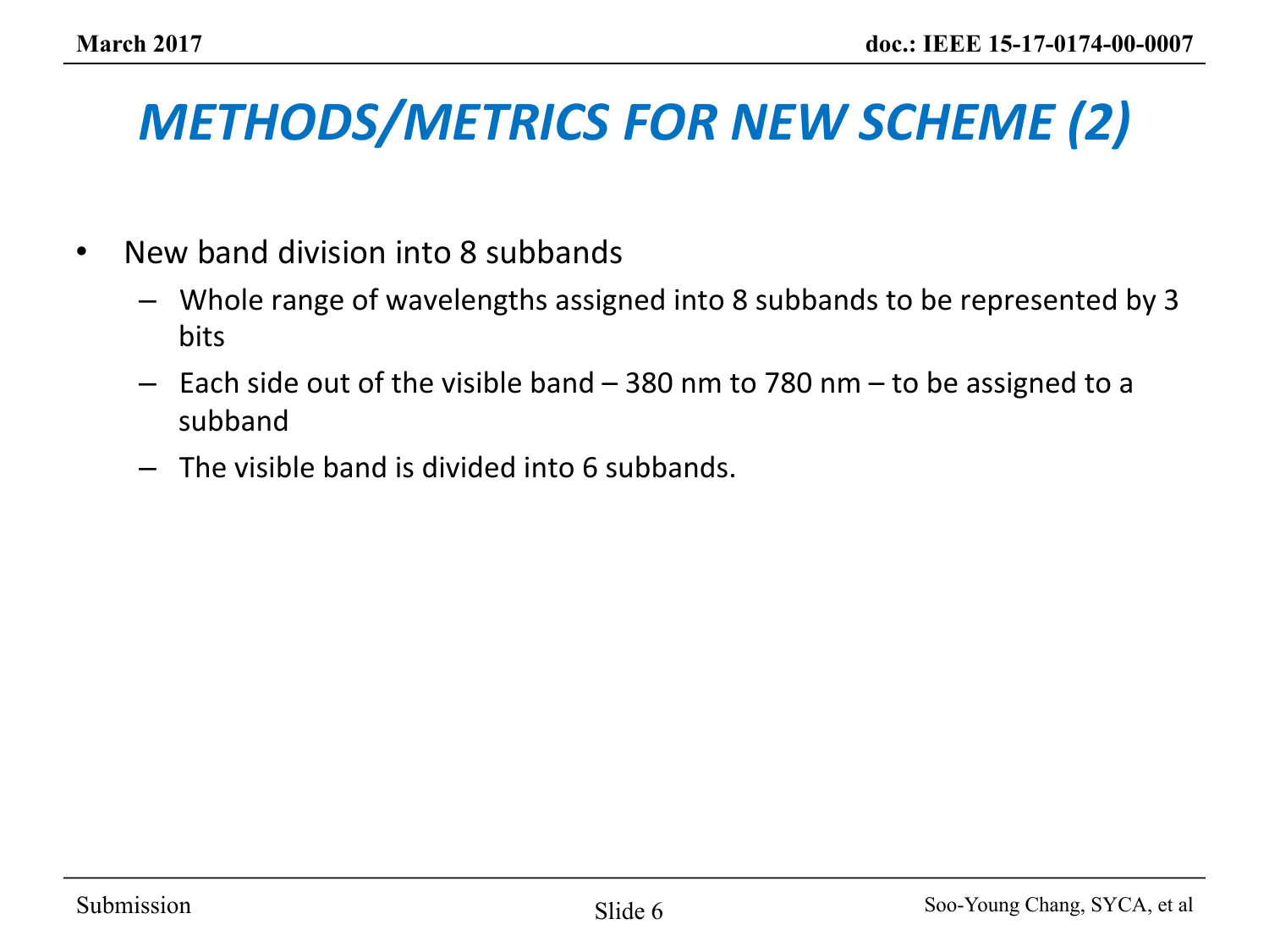# *METHODS/METRICS FOR NEW SCHEME (2)*

- New band division into 8 subbands
  - Whole range of wavelengths assigned into 8 subbands to be represented by 3 bits
  - Each side out of the visible band – 380 nm to 780 nm – to be assigned to a subband
  - The visible band is divided into 6 subbands.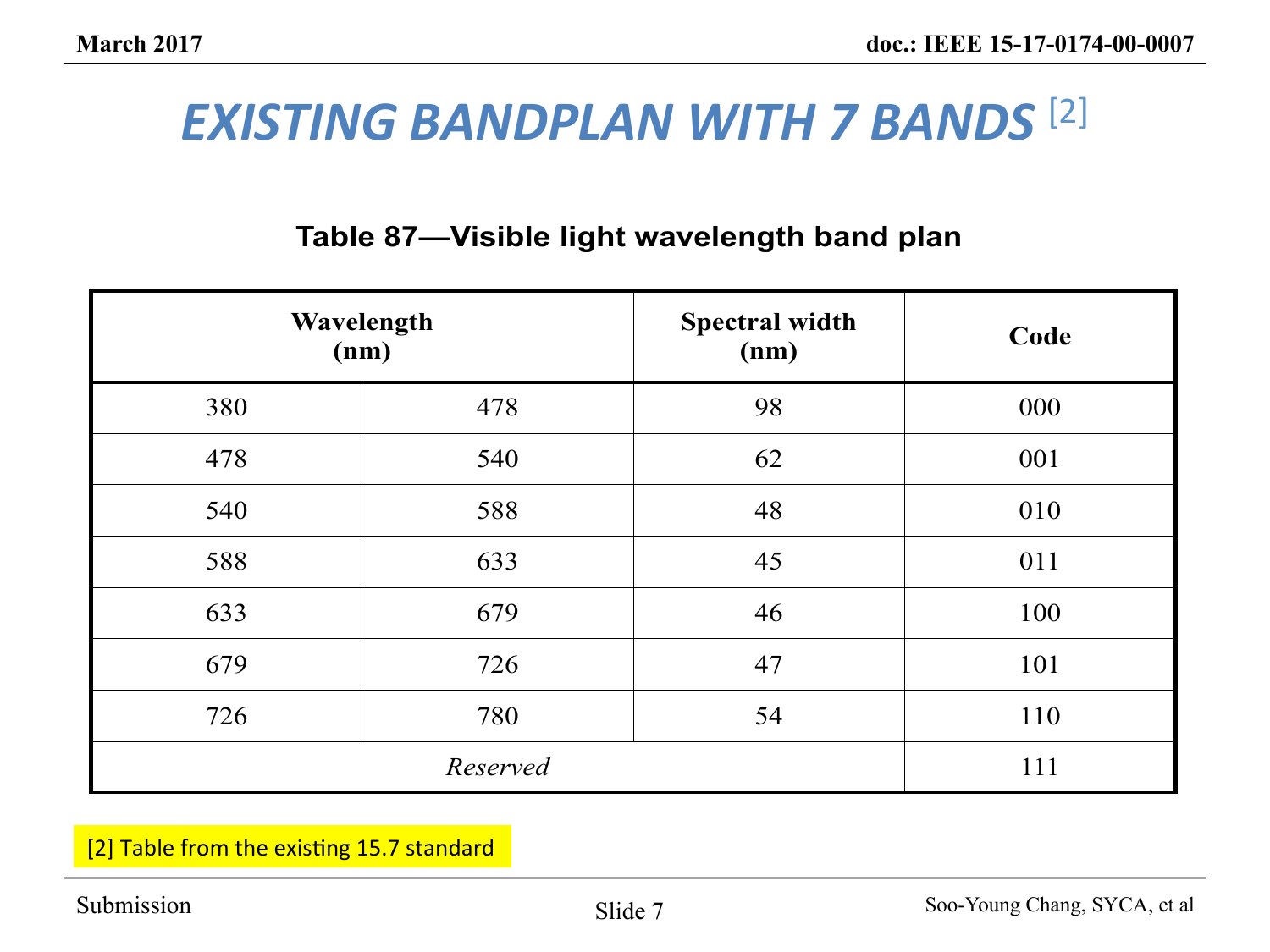# EXISTING BANDPLAN WITH 7 BANDS [2]

**Table 87—Visible light wavelength band plan**

| Wavelength (nm) | | Spectral width (nm) | Code |
|---|---|---|---|
| 380 | 478 | 98 | 000 |
| 478 | 540 | 62 | 001 |
| 540 | 588 | 48 | 010 |
| 588 | 633 | 45 | 011 |
| 633 | 679 | 46 | 100 |
| 679 | 726 | 47 | 101 |
| 726 | 780 | 54 | 110 |
| *Reserved* | | | 111 |

[2] Table from the existing 15.7 standard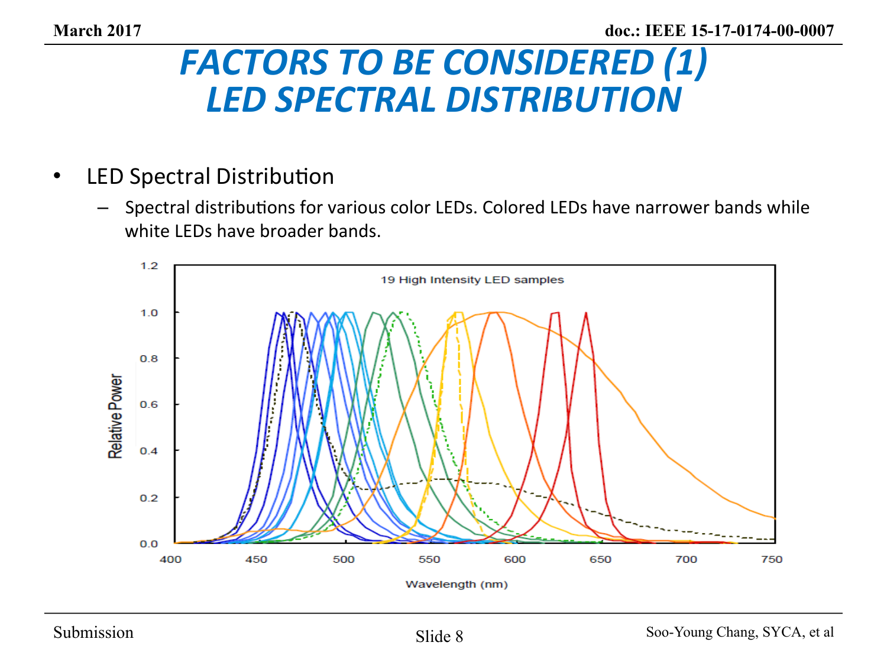# FACTORS TO BE CONSIDERED (1)
# LED SPECTRAL DISTRIBUTION

- LED Spectral Distribution
  - Spectral distributions for various color LEDs. Colored LEDs have narrower bands while white LEDs have broader bands.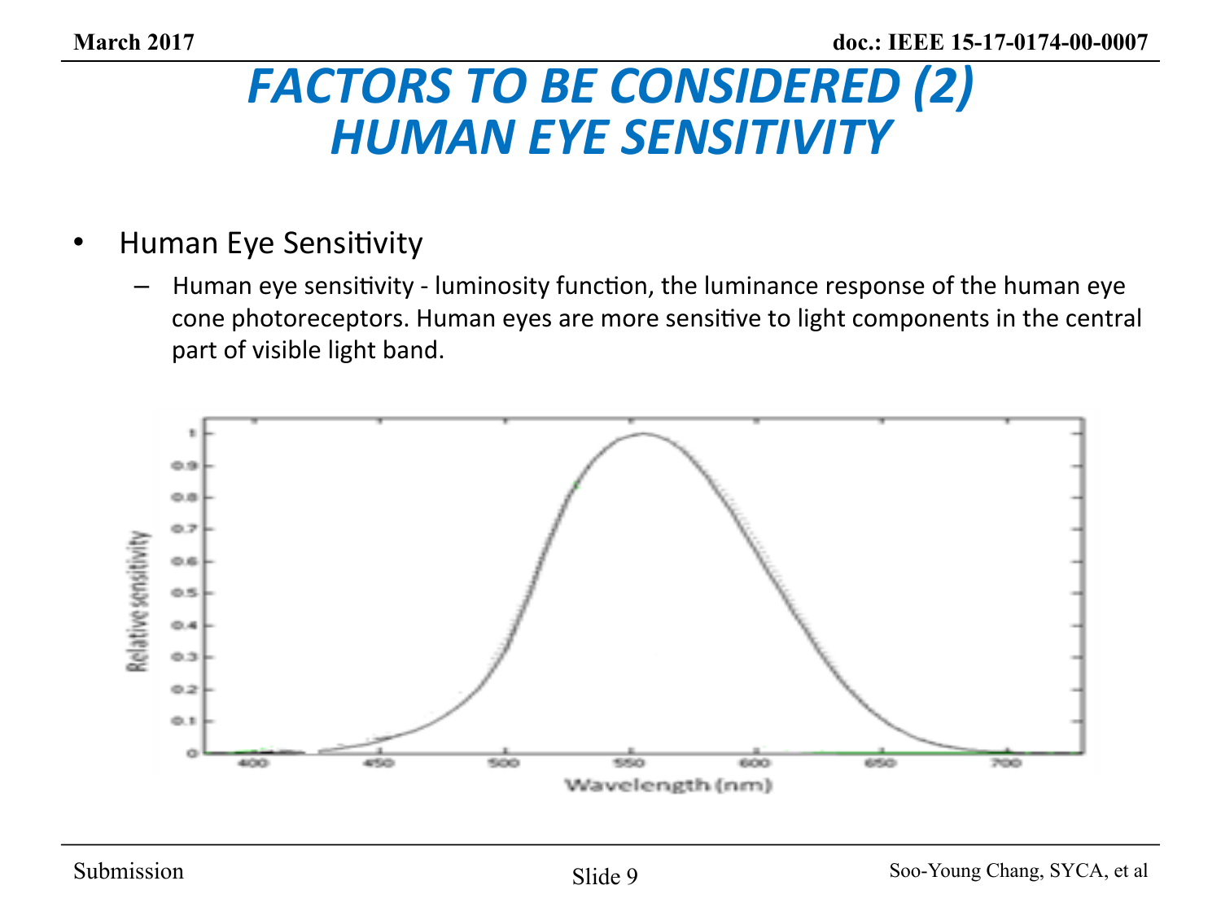# FACTORS TO BE CONSIDERED (2) HUMAN EYE SENSITIVITY

- Human Eye Sensitivity
  - Human eye sensitivity - luminosity function, the luminance response of the human eye cone photoreceptors. Human eyes are more sensitive to light components in the central part of visible light band.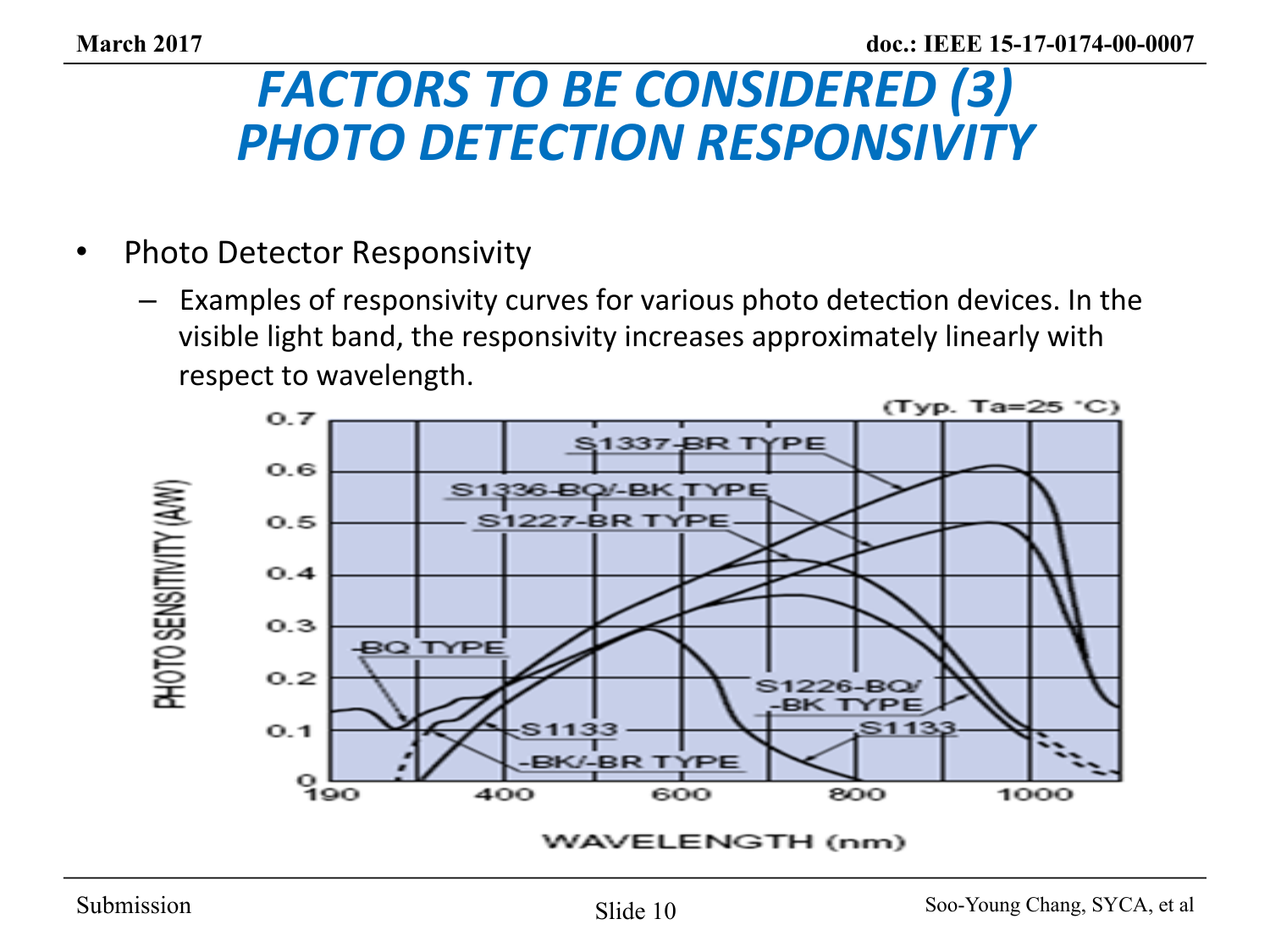# FACTORS TO BE CONSIDERED (3)
# PHOTO DETECTION RESPONSIVITY

- Photo Detector Responsivity
  - Examples of responsivity curves for various photo detection devices. In the visible light band, the responsivity increases approximately linearly with respect to wavelength.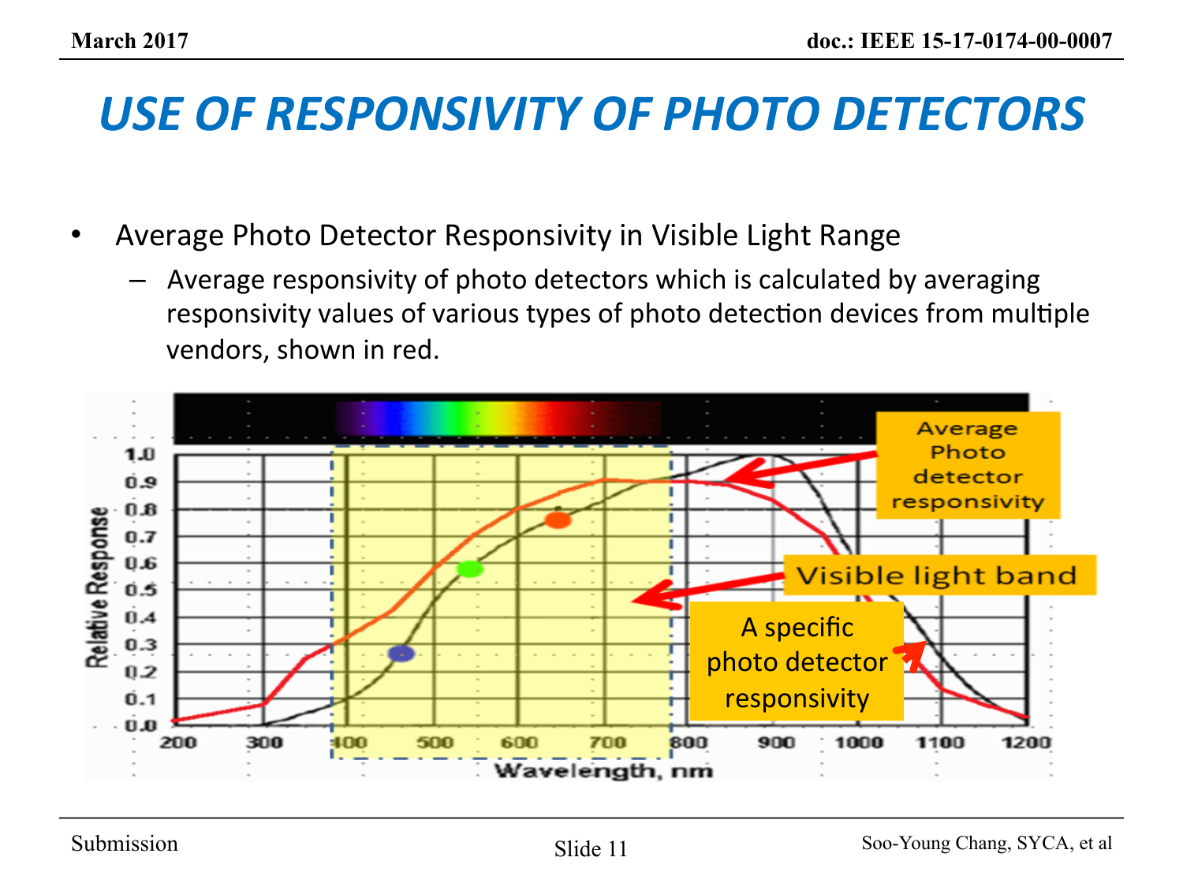# USE OF RESPONSIVITY OF PHOTO DETECTORS

- Average Photo Detector Responsivity in Visible Light Range
  - Average responsivity of photo detectors which is calculated by averaging responsivity values of various types of photo detection devices from multiple vendors, shown in red.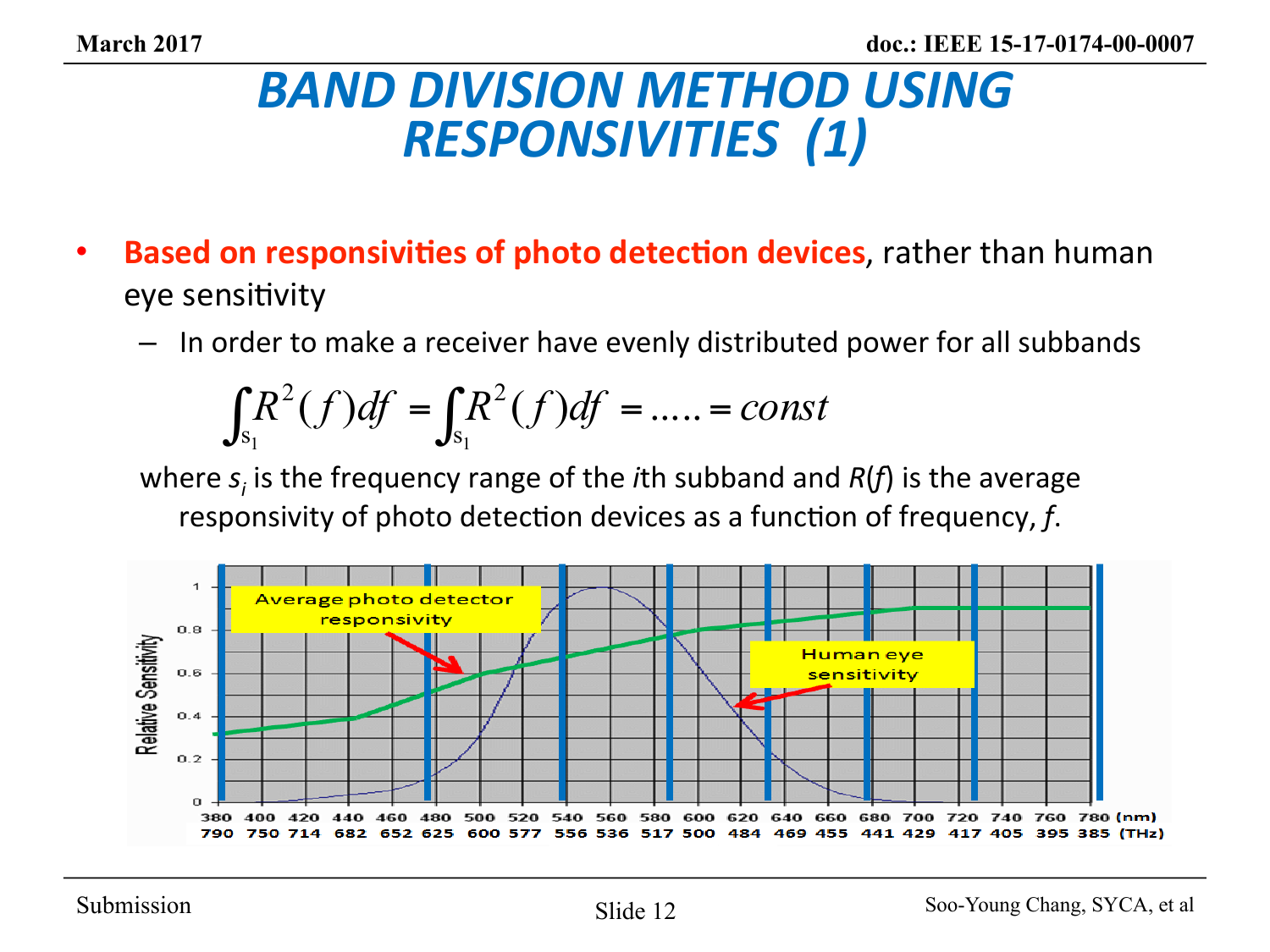# BAND DIVISION METHOD USING RESPONSIVITIES (1)

- **Based on responsivities of photo detection devices**, rather than human eye sensitivity
  - In order to make a receiver have evenly distributed power for all subbands

$$\int_{s_1} R^2(f)df = \int_{s_1} R^2(f)df = \ldots\ldots = const$$

where $s_i$ is the frequency range of the *i*th subband and $R(f)$ is the average responsivity of photo detection devices as a function of frequency, *f*.

Average photo detector responsivity

Human eye sensitivity

Relative Sensitivity

380 400 420 440 460 480 500 520 540 560 580 600 620 640 660 680 700 720 740 760 780 (nm)

790 750 714 682 652 625 600 577 556 536 517 500 484 469 455 441 429 417 405 395 385 (THz)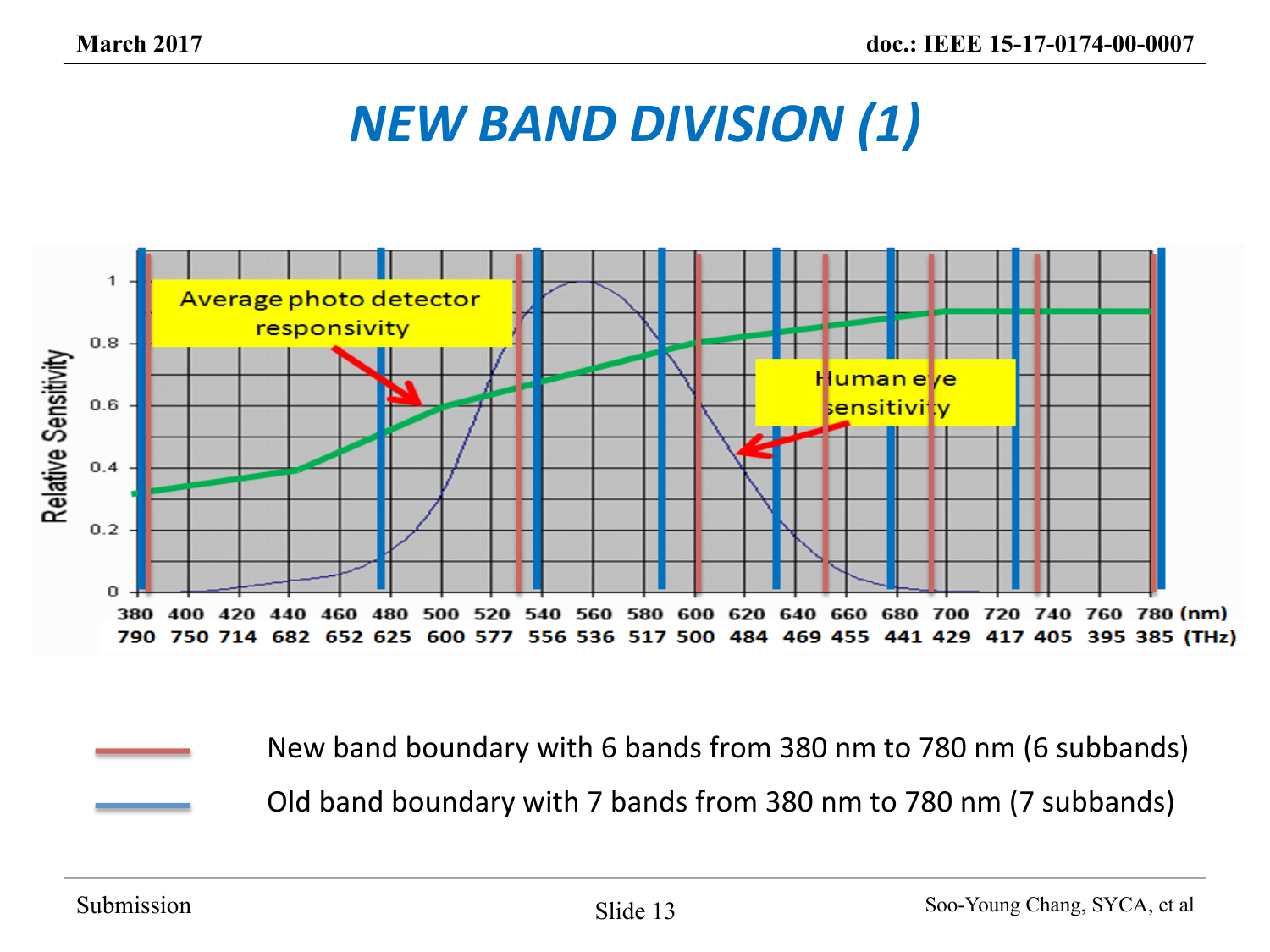# NEW BAND DIVISION (1)

Average photo detector responsivity

Human eye sensitivity

Relative Sensitivity

| 380 | 400 | 420 | 440 | 460 | 480 | 500 | 520 | 540 | 560 | 580 | 600 | 620 | 640 | 660 | 680 | 700 | 720 | 740 | 760 | 780 (nm) |
|---|---|---|---|---|---|---|---|---|---|---|---|---|---|---|---|---|---|---|---|---|
| 790 | 750 | 714 | 682 | 652 | 625 | 600 | 577 | 556 | 536 | 517 | 500 | 484 | 469 | 455 | 441 | 429 | 417 | 405 | 395 | 385 (THz) |

New band boundary with 6 bands from 380 nm to 780 nm (6 subbands)

Old band boundary with 7 bands from 380 nm to 780 nm (7 subbands)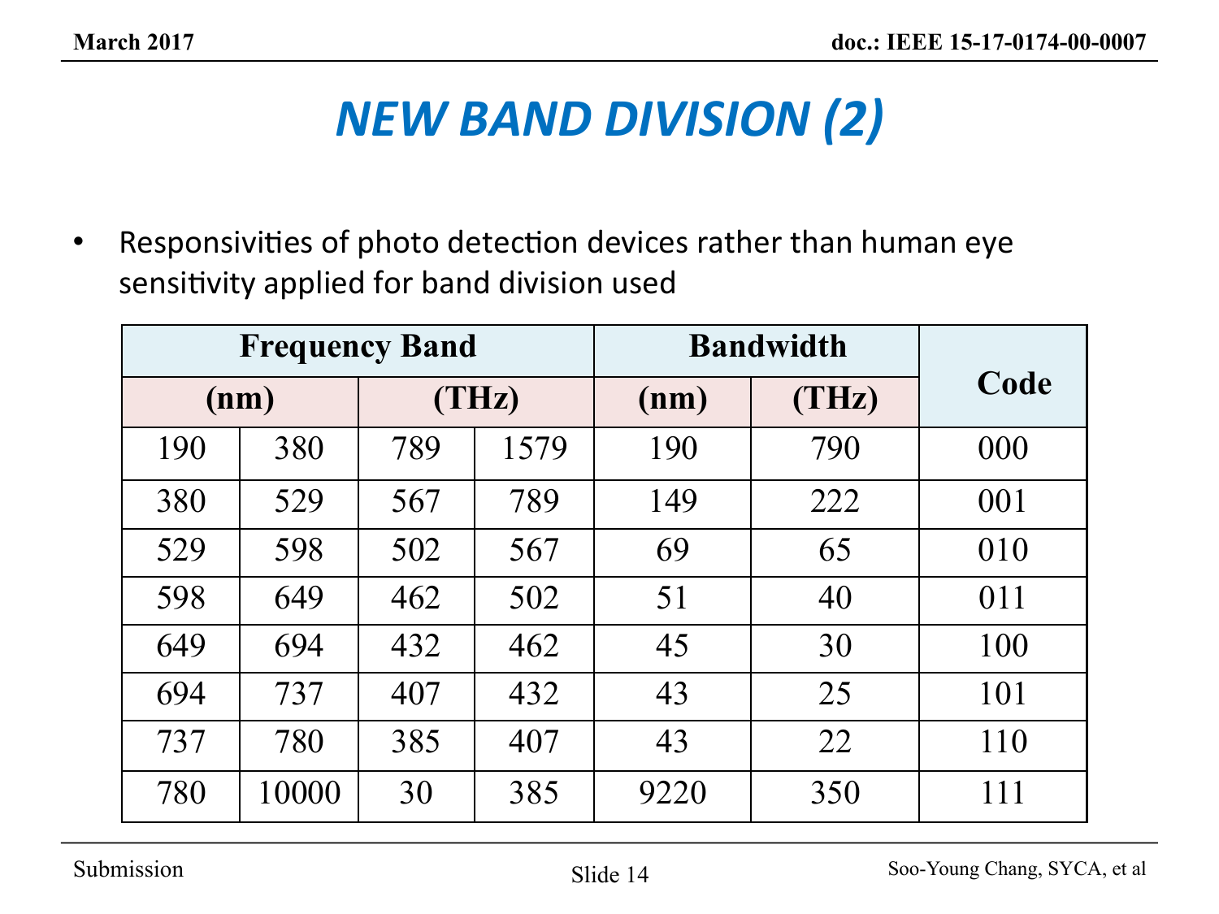# NEW BAND DIVISION (2)

- Responsivities of photo detection devices rather than human eye sensitivity applied for band division used

| Frequency Band | | | | Bandwidth | | Code |
|---|---|---|---|---|---|---|
| (nm) | | (THz) | | (nm) | (THz) | |
| 190 | 380 | 789 | 1579 | 190 | 790 | 000 |
| 380 | 529 | 567 | 789 | 149 | 222 | 001 |
| 529 | 598 | 502 | 567 | 69 | 65 | 010 |
| 598 | 649 | 462 | 502 | 51 | 40 | 011 |
| 649 | 694 | 432 | 462 | 45 | 30 | 100 |
| 694 | 737 | 407 | 432 | 43 | 25 | 101 |
| 737 | 780 | 385 | 407 | 43 | 22 | 110 |
| 780 | 10000 | 30 | 385 | 9220 | 350 | 111 |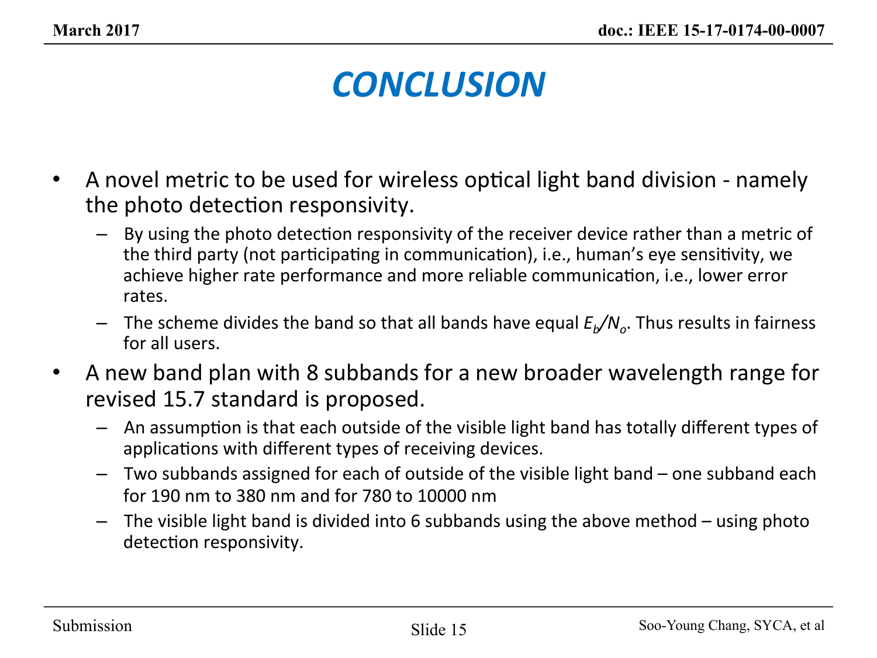# CONCLUSION

- A novel metric to be used for wireless optical light band division - namely the photo detection responsivity.
  - By using the photo detection responsivity of the receiver device rather than a metric of the third party (not participating in communication), i.e., human's eye sensitivity, we achieve higher rate performance and more reliable communication, i.e., lower error rates.
  - The scheme divides the band so that all bands have equal $E_b/N_o$. Thus results in fairness for all users.
- A new band plan with 8 subbands for a new broader wavelength range for revised 15.7 standard is proposed.
  - An assumption is that each outside of the visible light band has totally different types of applications with different types of receiving devices.
  - Two subbands assigned for each of outside of the visible light band – one subband each for 190 nm to 380 nm and for 780 to 10000 nm
  - The visible light band is divided into 6 subbands using the above method – using photo detection responsivity.